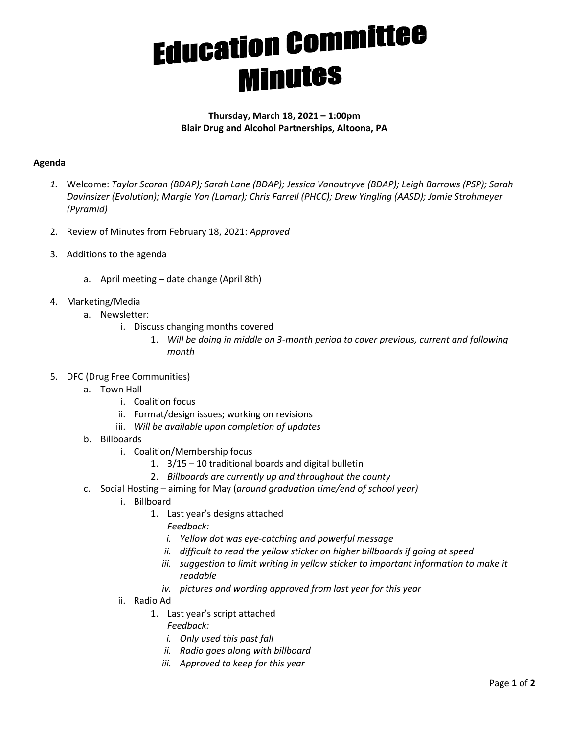# Education Committee Minutes

**Thursday, March 18, 2021 – 1:00pm**
**Blair Drug and Alcohol Partnerships, Altoona, PA**

**Agenda**

1. Welcome: *Taylor Scoran (BDAP); Sarah Lane (BDAP); Jessica Vanoutryve (BDAP); Leigh Barrows (PSP); Sarah Davinsizer (Evolution); Margie Yon (Lamar); Chris Farrell (PHCC); Drew Yingling (AASD); Jamie Strohmeyer (Pyramid)*
2. Review of Minutes from February 18, 2021: *Approved*
3. Additions to the agenda
    a. April meeting – date change (April 8th)
4. Marketing/Media
    a. Newsletter:
        i. Discuss changing months covered
            1. *Will be doing in middle on 3-month period to cover previous, current and following month*
5. DFC (Drug Free Communities)
    a. Town Hall
        i. Coalition focus
        ii. Format/design issues; working on revisions
        iii. *Will be available upon completion of updates*
    b. Billboards
        i. Coalition/Membership focus
            1. 3/15 – 10 traditional boards and digital bulletin
            2. *Billboards are currently up and throughout the county*
    c. Social Hosting – aiming for May (*around graduation time/end of school year)*
        i. Billboard
            1. Last year's designs attached
               *Feedback:*
                i. *Yellow dot was eye-catching and powerful message*
                ii. *difficult to read the yellow sticker on higher billboards if going at speed*
                iii. *suggestion to limit writing in yellow sticker to important information to make it readable*
                iv. *pictures and wording approved from last year for this year*
        ii. Radio Ad
            1. Last year's script attached
               *Feedback:*
                i. *Only used this past fall*
                ii. *Radio goes along with billboard*
                iii. *Approved to keep for this year*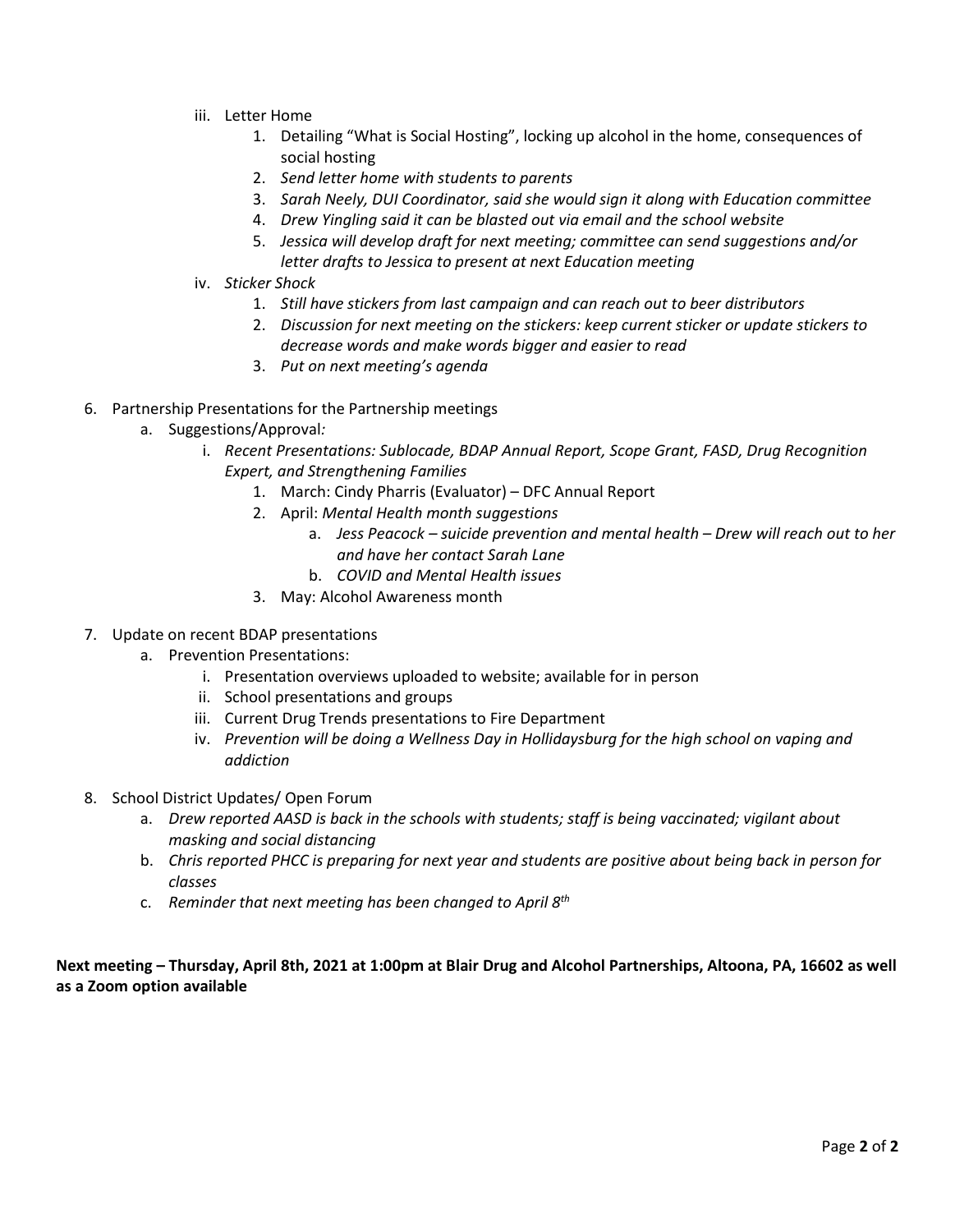iii. Letter Home
      1. Detailing "What is Social Hosting", locking up alcohol in the home, consequences of social hosting
      2. *Send letter home with students to parents*
      3. *Sarah Neely, DUI Coordinator, said she would sign it along with Education committee*
      4. *Drew Yingling said it can be blasted out via email and the school website*
      5. *Jessica will develop draft for next meeting; committee can send suggestions and/or letter drafts to Jessica to present at next Education meeting*

   iv. *Sticker Shock*
      1. *Still have stickers from last campaign and can reach out to beer distributors*
      2. *Discussion for next meeting on the stickers: keep current sticker or update stickers to decrease words and make words bigger and easier to read*
      3. *Put on next meeting's agenda*

6. Partnership Presentations for the Partnership meetings
   a. Suggestions/Approval*:*
      i. *Recent Presentations: Sublocade, BDAP Annual Report, Scope Grant, FASD, Drug Recognition Expert, and Strengthening Families*
         1. March: Cindy Pharris (Evaluator) – DFC Annual Report
         2. April: *Mental Health month suggestions*
            a. *Jess Peacock – suicide prevention and mental health – Drew will reach out to her and have her contact Sarah Lane*
            b. *COVID and Mental Health issues*
         3. May: Alcohol Awareness month

7. Update on recent BDAP presentations
   a. Prevention Presentations:
      i. Presentation overviews uploaded to website; available for in person
      ii. School presentations and groups
      iii. Current Drug Trends presentations to Fire Department
      iv. *Prevention will be doing a Wellness Day in Hollidaysburg for the high school on vaping and addiction*

8. School District Updates/ Open Forum
   a. *Drew reported AASD is back in the schools with students; staff is being vaccinated; vigilant about masking and social distancing*
   b. *Chris reported PHCC is preparing for next year and students are positive about being back in person for classes*
   c. *Reminder that next meeting has been changed to April 8th*

**Next meeting – Thursday, April 8th, 2021 at 1:00pm at Blair Drug and Alcohol Partnerships, Altoona, PA, 16602 as well as a Zoom option available**